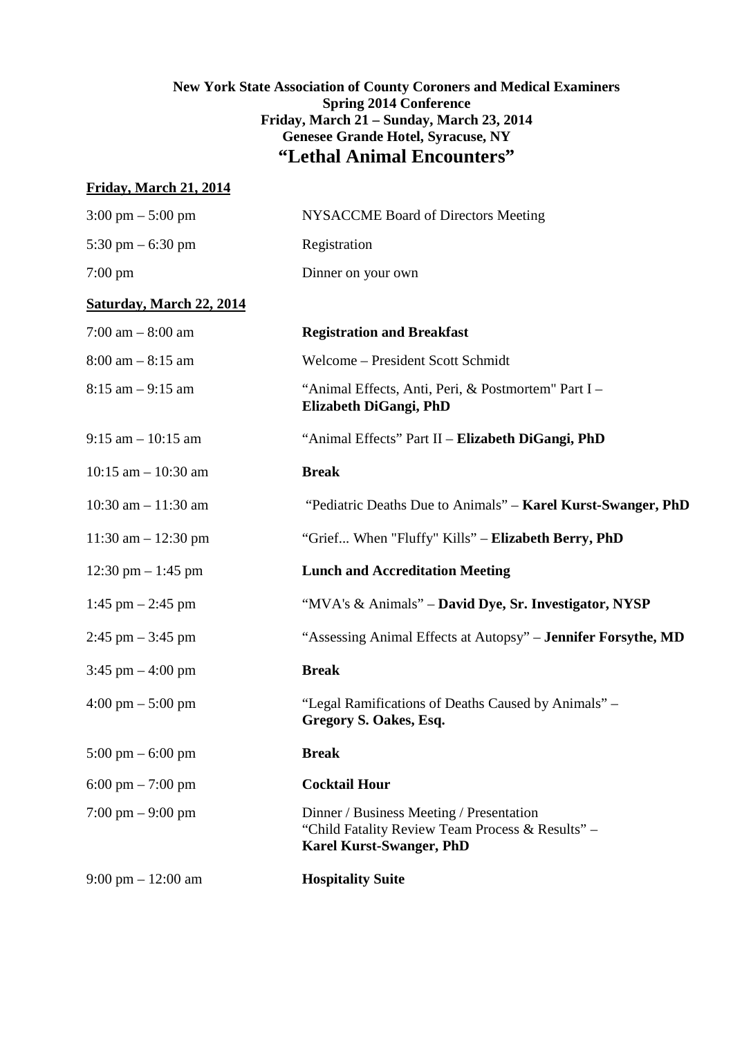**New York State Association of County Coroners and Medical Examiners**
**Spring 2014 Conference**
**Friday, March 21 – Sunday, March 23, 2014**
**Genesee Grande Hotel, Syracuse, NY**

# "Lethal Animal Encounters"

## Friday, March 21, 2014

| | |
|---|---|
| 3:00 pm – 5:00 pm | NYSACCME Board of Directors Meeting |
| 5:30 pm – 6:30 pm | Registration |
| 7:00 pm | Dinner on your own |

## Saturday, March 22, 2014

| | |
|---|---|
| 7:00 am – 8:00 am | **Registration and Breakfast** |
| 8:00 am – 8:15 am | Welcome – President Scott Schmidt |
| 8:15 am – 9:15 am | "Animal Effects, Anti, Peri, & Postmortem" Part I – **Elizabeth DiGangi, PhD** |
| 9:15 am – 10:15 am | "Animal Effects" Part II – **Elizabeth DiGangi, PhD** |
| 10:15 am – 10:30 am | **Break** |
| 10:30 am – 11:30 am | "Pediatric Deaths Due to Animals" – **Karel Kurst-Swanger, PhD** |
| 11:30 am – 12:30 pm | "Grief... When "Fluffy" Kills" – **Elizabeth Berry, PhD** |
| 12:30 pm – 1:45 pm | **Lunch and Accreditation Meeting** |
| 1:45 pm – 2:45 pm | "MVA's & Animals" – **David Dye, Sr. Investigator, NYSP** |
| 2:45 pm – 3:45 pm | "Assessing Animal Effects at Autopsy" – **Jennifer Forsythe, MD** |
| 3:45 pm – 4:00 pm | **Break** |
| 4:00 pm – 5:00 pm | "Legal Ramifications of Deaths Caused by Animals" – **Gregory S. Oakes, Esq.** |
| 5:00 pm – 6:00 pm | **Break** |
| 6:00 pm – 7:00 pm | **Cocktail Hour** |
| 7:00 pm – 9:00 pm | Dinner / Business Meeting / Presentation "Child Fatality Review Team Process & Results" – **Karel Kurst-Swanger, PhD** |
| 9:00 pm – 12:00 am | **Hospitality Suite** |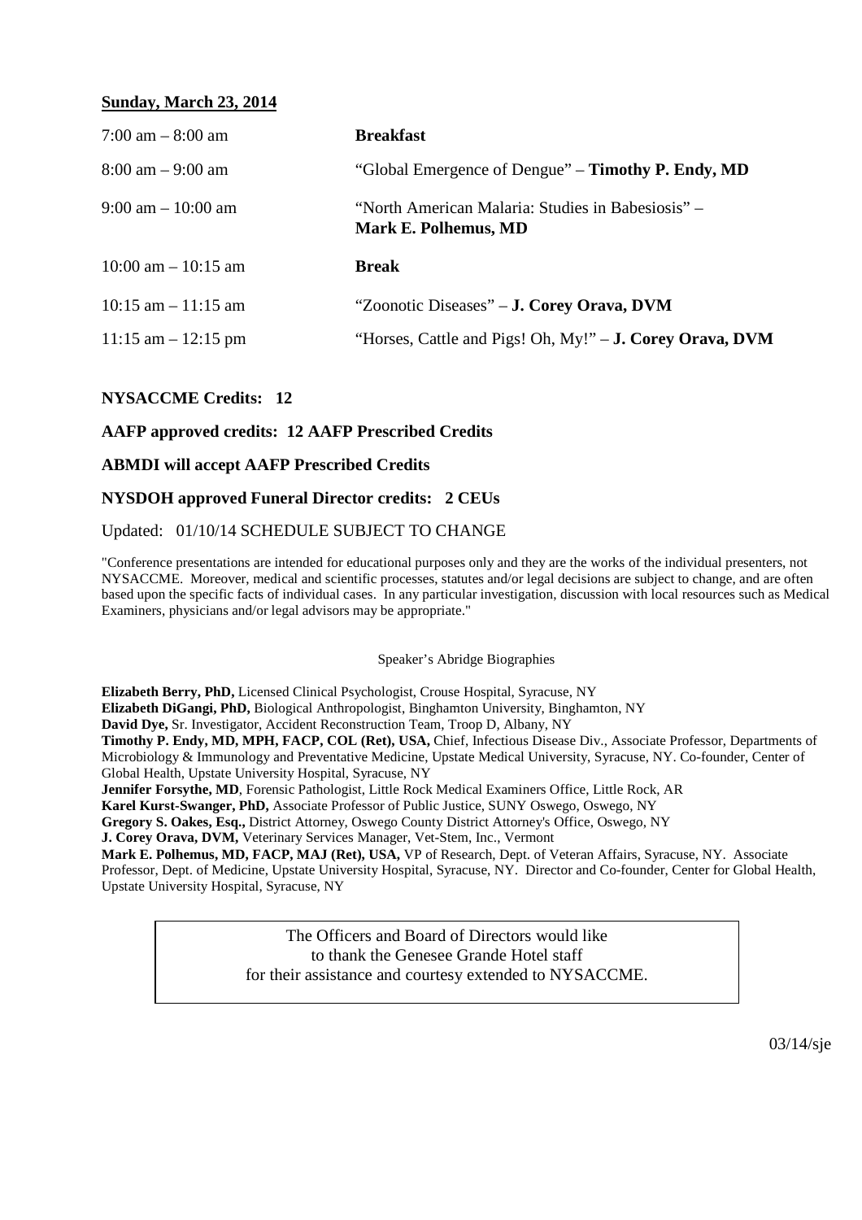**Sunday, March 23, 2014**

| | |
|---|---|
| 7:00 am – 8:00 am | **Breakfast** |
| 8:00 am – 9:00 am | "Global Emergence of Dengue" – **Timothy P. Endy, MD** |
| 9:00 am – 10:00 am | "North American Malaria: Studies in Babesiosis" – **Mark E. Polhemus, MD** |
| 10:00 am – 10:15 am | **Break** |
| 10:15 am – 11:15 am | "Zoonotic Diseases" – **J. Corey Orava, DVM** |
| 11:15 am – 12:15 pm | "Horses, Cattle and Pigs! Oh, My!" – **J. Corey Orava, DVM** |

**NYSACCME Credits: 12**

**AAFP approved credits: 12 AAFP Prescribed Credits**

**ABMDI will accept AAFP Prescribed Credits**

**NYSDOH approved Funeral Director credits: 2 CEUs**

Updated: 01/10/14 SCHEDULE SUBJECT TO CHANGE

"Conference presentations are intended for educational purposes only and they are the works of the individual presenters, not NYSACCME. Moreover, medical and scientific processes, statutes and/or legal decisions are subject to change, and are often based upon the specific facts of individual cases. In any particular investigation, discussion with local resources such as Medical Examiners, physicians and/or legal advisors may be appropriate."

Speaker's Abridge Biographies

**Elizabeth Berry, PhD,** Licensed Clinical Psychologist, Crouse Hospital, Syracuse, NY
**Elizabeth DiGangi, PhD,** Biological Anthropologist, Binghamton University, Binghamton, NY
**David Dye,** Sr. Investigator, Accident Reconstruction Team, Troop D, Albany, NY
**Timothy P. Endy, MD, MPH, FACP, COL (Ret), USA,** Chief, Infectious Disease Div., Associate Professor, Departments of Microbiology & Immunology and Preventative Medicine, Upstate Medical University, Syracuse, NY. Co-founder, Center of Global Health, Upstate University Hospital, Syracuse, NY
**Jennifer Forsythe, MD**, Forensic Pathologist, Little Rock Medical Examiners Office, Little Rock, AR
**Karel Kurst-Swanger, PhD,** Associate Professor of Public Justice, SUNY Oswego, Oswego, NY
**Gregory S. Oakes, Esq.,** District Attorney, Oswego County District Attorney's Office, Oswego, NY
**J. Corey Orava, DVM,** Veterinary Services Manager, Vet-Stem, Inc., Vermont
**Mark E. Polhemus, MD, FACP, MAJ (Ret), USA,** VP of Research, Dept. of Veteran Affairs, Syracuse, NY. Associate Professor, Dept. of Medicine, Upstate University Hospital, Syracuse, NY. Director and Co-founder, Center for Global Health, Upstate University Hospital, Syracuse, NY

The Officers and Board of Directors would like to thank the Genesee Grande Hotel staff for their assistance and courtesy extended to NYSACCME.

03/14/sje